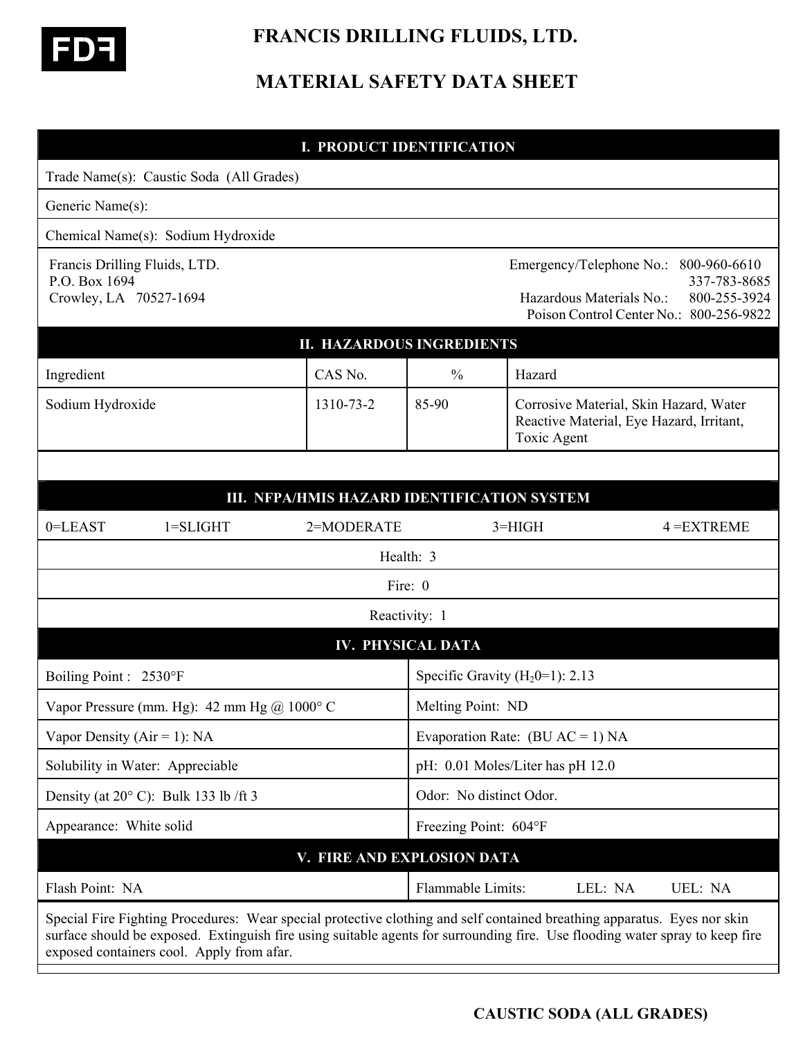FDF

# FRANCIS DRILLING FLUIDS, LTD.

# MATERIAL SAFETY DATA SHEET

## I. PRODUCT IDENTIFICATION

Trade Name(s): Caustic Soda (All Grades)

Generic Name(s):

Chemical Name(s): Sodium Hydroxide

Francis Drilling Fluids, LTD.
P.O. Box 1694
Crowley, LA 70527-1694

Emergency/Telephone No.: 800-960-6610
337-783-8685
Hazardous Materials No.: 800-255-3924
Poison Control Center No.: 800-256-9822

## II. HAZARDOUS INGREDIENTS

| Ingredient | CAS No. | % | Hazard |
|---|---|---|---|
| Sodium Hydroxide | 1310-73-2 | 85-90 | Corrosive Material, Skin Hazard, Water Reactive Material, Eye Hazard, Irritant, Toxic Agent |

## III. NFPA/HMIS HAZARD IDENTIFICATION SYSTEM

0=LEAST 1=SLIGHT 2=MODERATE 3=HIGH 4 =EXTREME

Health: 3

Fire: 0

Reactivity: 1

## IV. PHYSICAL DATA

| | |
|---|---|
| Boiling Point : 2530°F | Specific Gravity ($H_2$0=1): 2.13 |
| Vapor Pressure (mm. Hg): 42 mm Hg @ 1000° C | Melting Point: ND |
| Vapor Density (Air = 1): NA | Evaporation Rate: (BU AC = 1) NA |
| Solubility in Water: Appreciable | pH: 0.01 Moles/Liter has pH 12.0 |
| Density (at 20° C): Bulk 133 lb /ft 3 | Odor: No distinct Odor. |
| Appearance: White solid | Freezing Point: 604°F |

## V. FIRE AND EXPLOSION DATA

| | |
|---|---|
| Flash Point: NA | Flammable Limits: LEL: NA UEL: NA |

Special Fire Fighting Procedures: Wear special protective clothing and self contained breathing apparatus. Eyes nor skin surface should be exposed. Extinguish fire using suitable agents for surrounding fire. Use flooding water spray to keep fire exposed containers cool. Apply from afar.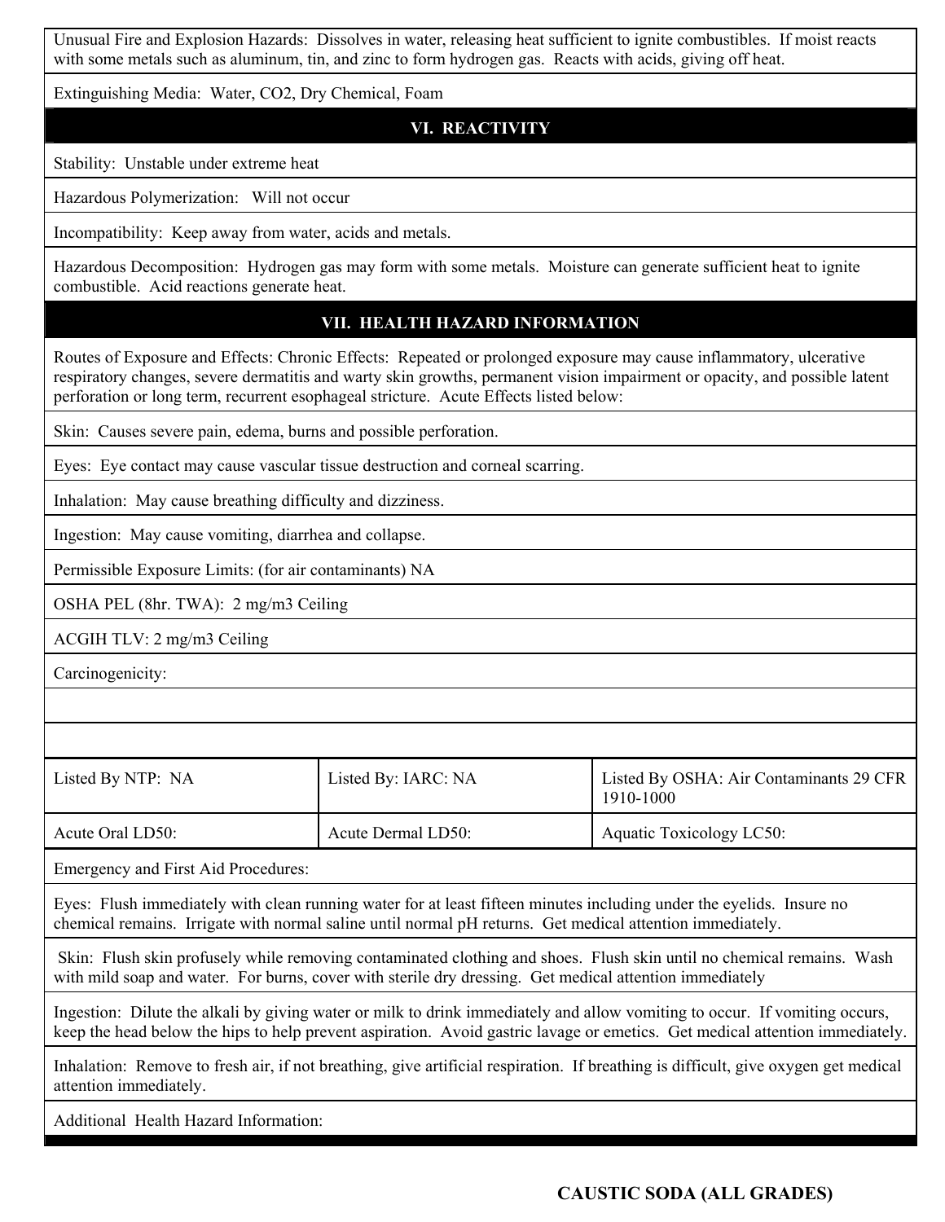Unusual Fire and Explosion Hazards: Dissolves in water, releasing heat sufficient to ignite combustibles. If moist reacts with some metals such as aluminum, tin, and zinc to form hydrogen gas. Reacts with acids, giving off heat.

Extinguishing Media: Water, CO2, Dry Chemical, Foam

## VI. REACTIVITY

Stability: Unstable under extreme heat

Hazardous Polymerization: Will not occur

Incompatibility: Keep away from water, acids and metals.

Hazardous Decomposition: Hydrogen gas may form with some metals. Moisture can generate sufficient heat to ignite combustible. Acid reactions generate heat.

## VII. HEALTH HAZARD INFORMATION

Routes of Exposure and Effects: Chronic Effects: Repeated or prolonged exposure may cause inflammatory, ulcerative respiratory changes, severe dermatitis and warty skin growths, permanent vision impairment or opacity, and possible latent perforation or long term, recurrent esophageal stricture. Acute Effects listed below:

Skin: Causes severe pain, edema, burns and possible perforation.

Eyes: Eye contact may cause vascular tissue destruction and corneal scarring.

Inhalation: May cause breathing difficulty and dizziness.

Ingestion: May cause vomiting, diarrhea and collapse.

Permissible Exposure Limits: (for air contaminants) NA

OSHA PEL (8hr. TWA): 2 mg/m3 Ceiling

ACGIH TLV: 2 mg/m3 Ceiling

Carcinogenicity:

| Listed By NTP: NA | Listed By: IARC: NA | Listed By OSHA: Air Contaminants 29 CFR 1910-1000 |
|---|---|---|
| Acute Oral LD50: | Acute Dermal LD50: | Aquatic Toxicology LC50: |

Emergency and First Aid Procedures:

Eyes: Flush immediately with clean running water for at least fifteen minutes including under the eyelids. Insure no chemical remains. Irrigate with normal saline until normal pH returns. Get medical attention immediately.

Skin: Flush skin profusely while removing contaminated clothing and shoes. Flush skin until no chemical remains. Wash with mild soap and water. For burns, cover with sterile dry dressing. Get medical attention immediately

Ingestion: Dilute the alkali by giving water or milk to drink immediately and allow vomiting to occur. If vomiting occurs, keep the head below the hips to help prevent aspiration. Avoid gastric lavage or emetics. Get medical attention immediately.

Inhalation: Remove to fresh air, if not breathing, give artificial respiration. If breathing is difficult, give oxygen get medical attention immediately.

Additional Health Hazard Information: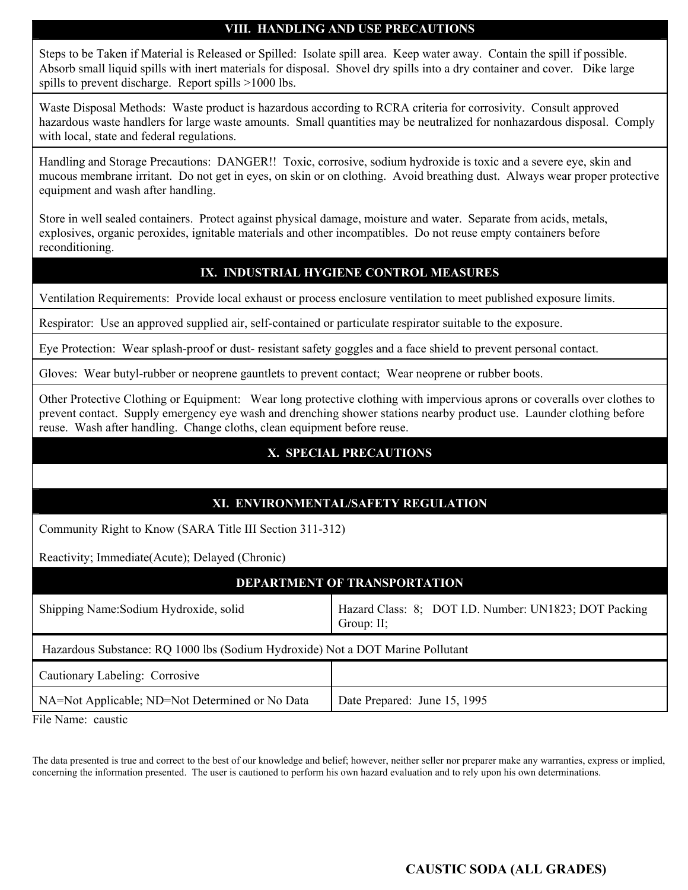## VIII. HANDLING AND USE PRECAUTIONS

Steps to be Taken if Material is Released or Spilled: Isolate spill area. Keep water away. Contain the spill if possible. Absorb small liquid spills with inert materials for disposal. Shovel dry spills into a dry container and cover. Dike large spills to prevent discharge. Report spills >1000 lbs.

Waste Disposal Methods: Waste product is hazardous according to RCRA criteria for corrosivity. Consult approved hazardous waste handlers for large waste amounts. Small quantities may be neutralized for nonhazardous disposal. Comply with local, state and federal regulations.

Handling and Storage Precautions: DANGER!! Toxic, corrosive, sodium hydroxide is toxic and a severe eye, skin and mucous membrane irritant. Do not get in eyes, on skin or on clothing. Avoid breathing dust. Always wear proper protective equipment and wash after handling.

Store in well sealed containers. Protect against physical damage, moisture and water. Separate from acids, metals, explosives, organic peroxides, ignitable materials and other incompatibles. Do not reuse empty containers before reconditioning.

## IX. INDUSTRIAL HYGIENE CONTROL MEASURES

Ventilation Requirements: Provide local exhaust or process enclosure ventilation to meet published exposure limits.

Respirator: Use an approved supplied air, self-contained or particulate respirator suitable to the exposure.

Eye Protection: Wear splash-proof or dust- resistant safety goggles and a face shield to prevent personal contact.

Gloves: Wear butyl-rubber or neoprene gauntlets to prevent contact; Wear neoprene or rubber boots.

Other Protective Clothing or Equipment: Wear long protective clothing with impervious aprons or coveralls over clothes to prevent contact. Supply emergency eye wash and drenching shower stations nearby product use. Launder clothing before reuse. Wash after handling. Change cloths, clean equipment before reuse.

## X. SPECIAL PRECAUTIONS

## XI. ENVIRONMENTAL/SAFETY REGULATION

Community Right to Know (SARA Title III Section 311-312)

Reactivity; Immediate(Acute); Delayed (Chronic)

## DEPARTMENT OF TRANSPORTATION

| | |
|---|---|
| Shipping Name:Sodium Hydroxide, solid | Hazard Class: 8; DOT I.D. Number: UN1823; DOT Packing Group: II; |
| Hazardous Substance: RQ 1000 lbs (Sodium Hydroxide) Not a DOT Marine Pollutant | |
| Cautionary Labeling: Corrosive | |
| NA=Not Applicable; ND=Not Determined or No Data | Date Prepared: June 15, 1995 |

File Name: caustic

The data presented is true and correct to the best of our knowledge and belief; however, neither seller nor preparer make any warranties, express or implied, concerning the information presented. The user is cautioned to perform his own hazard evaluation and to rely upon his own determinations.

**CAUSTIC SODA (ALL GRADES)**